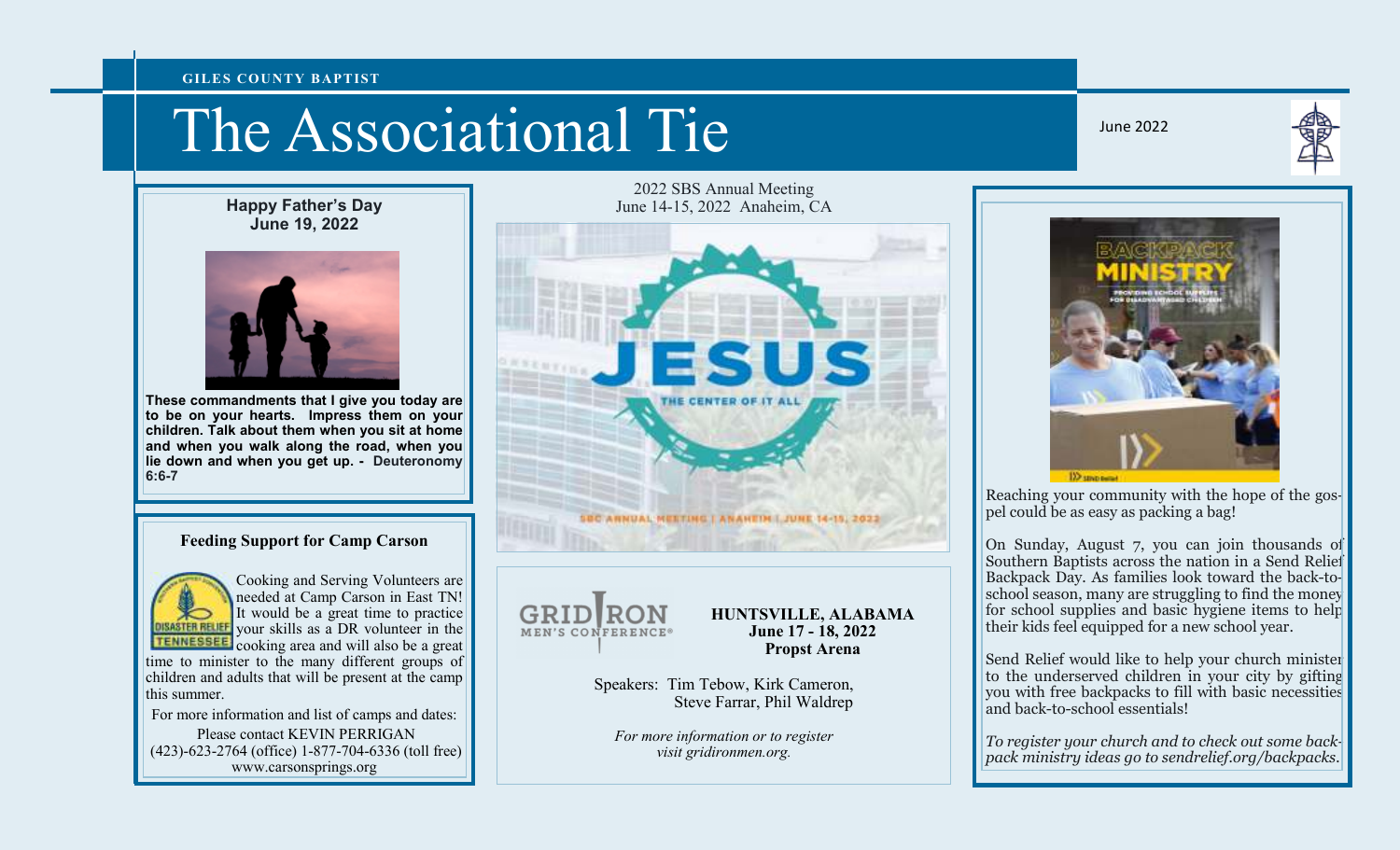GILES COUNTY BAPTIST

# The Associational Tie

June 2022

## Happy Father's Day
**June 19, 2022**

**These commandments that I give you today are to be on your hearts. Impress them on your children. Talk about them when you sit at home and when you walk along the road, when you lie down and when you get up. - Deuteronomy 6:6-7**

## Feeding Support for Camp Carson

Cooking and Serving Volunteers are needed at Camp Carson in East TN! It would be a great time to practice your skills as a DR volunteer in the cooking area and will also be a great time to minister to the many different groups of children and adults that will be present at the camp this summer.

For more information and list of camps and dates:
Please contact KEVIN PERRIGAN
(423)-623-2764 (office) 1-877-704-6336 (toll free)
www.carsonsprings.org

## 2022 SBS Annual Meeting

June 14-15, 2022 Anaheim, CA

JESUS
THE CENTER OF IT ALL
SBC ANNUAL MEETING | ANAHEIM | JUNE 14-15, 2022

## GRIDIRON MEN'S CONFERENCE®

**HUNTSVILLE, ALABAMA**
**June 17 - 18, 2022**
**Propst Arena**

Speakers: Tim Tebow, Kirk Cameron, Steve Farrar, Phil Waldrep

*For more information or to register visit gridironmen.org.*

## BACKPACK MINISTRY

PROVIDING SCHOOL SUPPLIES FOR DISADVANTAGED CHILDREN

Reaching your community with the hope of the gospel could be as easy as packing a bag!

On Sunday, August 7, you can join thousands of Southern Baptists across the nation in a Send Relief Backpack Day. As families look toward the back-to-school season, many are struggling to find the money for school supplies and basic hygiene items to help their kids feel equipped for a new school year.

Send Relief would like to help your church minister to the underserved children in your city by gifting you with free backpacks to fill with basic necessities and back-to-school essentials!

*To register your church and to check out some backpack ministry ideas go to sendrelief.org/backpacks.*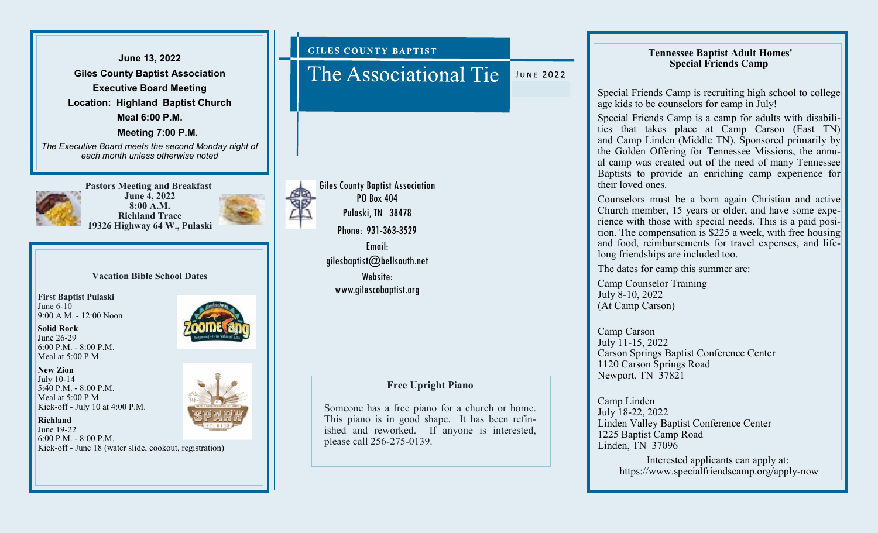**June 13, 2022**

**Giles County Baptist Association**

**Executive Board Meeting**

**Location: Highland Baptist Church**

**Meal 6:00 P.M.**

**Meeting 7:00 P.M.**

*The Executive Board meets the second Monday night of each month unless otherwise noted*

**Pastors Meeting and Breakfast**
**June 4, 2022**
**8:00 A.M.**
**Richland Trace**
**19326 Highway 64 W., Pulaski**

### Vacation Bible School Dates

**First Baptist Pulaski**
June 6-10
9:00 A.M. - 12:00 Noon

**Solid Rock**
June 26-29
6:00 P.M. - 8:00 P.M.
Meal at 5:00 P.M.

**New Zion**
July 10-14
5:40 P.M. - 8:00 P.M.
Meal at 5:00 P.M.
Kick-off - July 10 at 4:00 P.M.

**Richland**
June 19-22
6:00 P.M. - 8:00 P.M.
Kick-off - June 18 (water slide, cookout, registration)

GILES COUNTY BAPTIST

# The Associational Tie

JUNE 2022

Giles County Baptist Association
PO Box 404
Pulaski, TN 38478
Phone: 931-363-3529
Email:
gilesbaptist@bellsouth.net
Website:
www.gilescobaptist.org

### Free Upright Piano

Someone has a free piano for a church or home. This piano is in good shape. It has been refinished and reworked. If anyone is interested, please call 256-275-0139.

### Tennessee Baptist Adult Homes' Special Friends Camp

Special Friends Camp is recruiting high school to college age kids to be counselors for camp in July!

Special Friends Camp is a camp for adults with disabilities that takes place at Camp Carson (East TN) and Camp Linden (Middle TN). Sponsored primarily by the Golden Offering for Tennessee Missions, the annual camp was created out of the need of many Tennessee Baptists to provide an enriching camp experience for their loved ones.

Counselors must be a born again Christian and active Church member, 15 years or older, and have some experience with those with special needs. This is a paid position. The compensation is $225 a week, with free housing and food, reimbursements for travel expenses, and lifelong friendships are included too.

The dates for camp this summer are:

Camp Counselor Training
July 8-10, 2022
(At Camp Carson)

Camp Carson
July 11-15, 2022
Carson Springs Baptist Conference Center
1120 Carson Springs Road
Newport, TN 37821

Camp Linden
July 18-22, 2022
Linden Valley Baptist Conference Center
1225 Baptist Camp Road
Linden, TN 37096

Interested applicants can apply at:
https://www.specialfriendscamp.org/apply-now